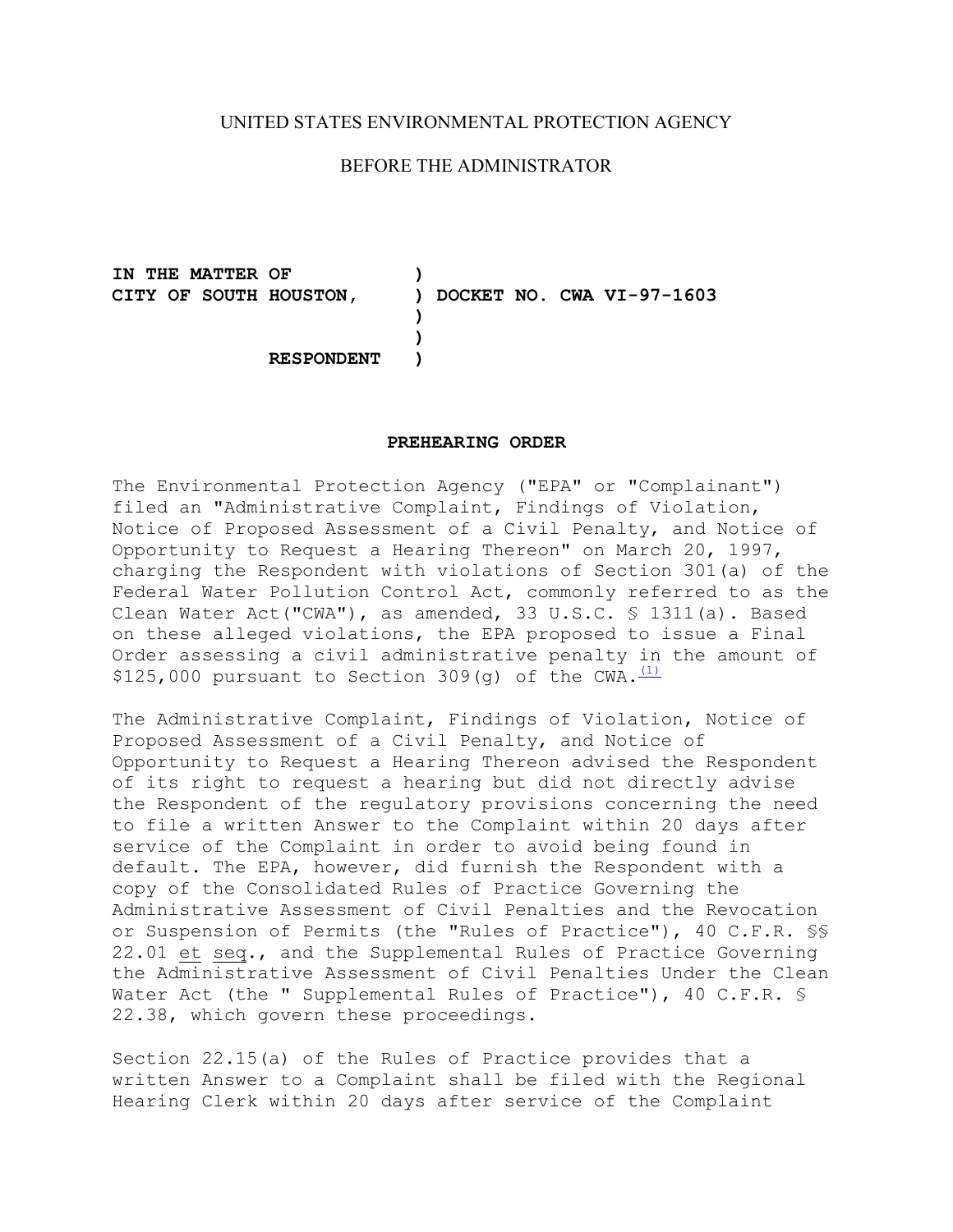UNITED STATES ENVIRONMENTAL PROTECTION AGENCY

BEFORE THE ADMINISTRATOR

**IN THE MATTER OF )**
**CITY OF SOUTH HOUSTON, ) DOCKET NO. CWA VI-97-1603**
**)**
**)**
**RESPONDENT )**

**PREHEARING ORDER**

The Environmental Protection Agency ("EPA" or "Complainant") filed an "Administrative Complaint, Findings of Violation, Notice of Proposed Assessment of a Civil Penalty, and Notice of Opportunity to Request a Hearing Thereon" on March 20, 1997, charging the Respondent with violations of Section 301(a) of the Federal Water Pollution Control Act, commonly referred to as the Clean Water Act("CWA"), as amended, 33 U.S.C. § 1311(a). Based on these alleged violations, the EPA proposed to issue a Final Order assessing a civil administrative penalty in the amount of $125,000 pursuant to Section 309(g) of the CWA.[1]

The Administrative Complaint, Findings of Violation, Notice of Proposed Assessment of a Civil Penalty, and Notice of Opportunity to Request a Hearing Thereon advised the Respondent of its right to request a hearing but did not directly advise the Respondent of the regulatory provisions concerning the need to file a written Answer to the Complaint within 20 days after service of the Complaint in order to avoid being found in default. The EPA, however, did furnish the Respondent with a copy of the Consolidated Rules of Practice Governing the Administrative Assessment of Civil Penalties and the Revocation or Suspension of Permits (the "Rules of Practice"), 40 C.F.R. §§ 22.01 et seq., and the Supplemental Rules of Practice Governing the Administrative Assessment of Civil Penalties Under the Clean Water Act (the " Supplemental Rules of Practice"), 40 C.F.R. § 22.38, which govern these proceedings.

Section 22.15(a) of the Rules of Practice provides that a written Answer to a Complaint shall be filed with the Regional Hearing Clerk within 20 days after service of the Complaint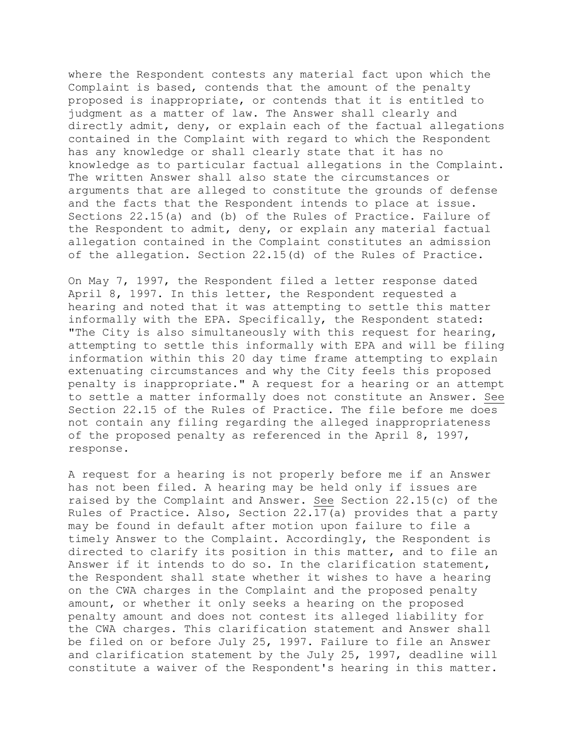where the Respondent contests any material fact upon which the Complaint is based, contends that the amount of the penalty proposed is inappropriate, or contends that it is entitled to judgment as a matter of law. The Answer shall clearly and directly admit, deny, or explain each of the factual allegations contained in the Complaint with regard to which the Respondent has any knowledge or shall clearly state that it has no knowledge as to particular factual allegations in the Complaint. The written Answer shall also state the circumstances or arguments that are alleged to constitute the grounds of defense and the facts that the Respondent intends to place at issue. Sections 22.15(a) and (b) of the Rules of Practice. Failure of the Respondent to admit, deny, or explain any material factual allegation contained in the Complaint constitutes an admission of the allegation. Section 22.15(d) of the Rules of Practice.

On May 7, 1997, the Respondent filed a letter response dated April 8, 1997. In this letter, the Respondent requested a hearing and noted that it was attempting to settle this matter informally with the EPA. Specifically, the Respondent stated: "The City is also simultaneously with this request for hearing, attempting to settle this informally with EPA and will be filing information within this 20 day time frame attempting to explain extenuating circumstances and why the City feels this proposed penalty is inappropriate." A request for a hearing or an attempt to settle a matter informally does not constitute an Answer. See Section 22.15 of the Rules of Practice. The file before me does not contain any filing regarding the alleged inappropriateness of the proposed penalty as referenced in the April 8, 1997, response.

A request for a hearing is not properly before me if an Answer has not been filed. A hearing may be held only if issues are raised by the Complaint and Answer. See Section 22.15(c) of the Rules of Practice. Also, Section 22.17(a) provides that a party may be found in default after motion upon failure to file a timely Answer to the Complaint. Accordingly, the Respondent is directed to clarify its position in this matter, and to file an Answer if it intends to do so. In the clarification statement, the Respondent shall state whether it wishes to have a hearing on the CWA charges in the Complaint and the proposed penalty amount, or whether it only seeks a hearing on the proposed penalty amount and does not contest its alleged liability for the CWA charges. This clarification statement and Answer shall be filed on or before July 25, 1997. Failure to file an Answer and clarification statement by the July 25, 1997, deadline will constitute a waiver of the Respondent's hearing in this matter.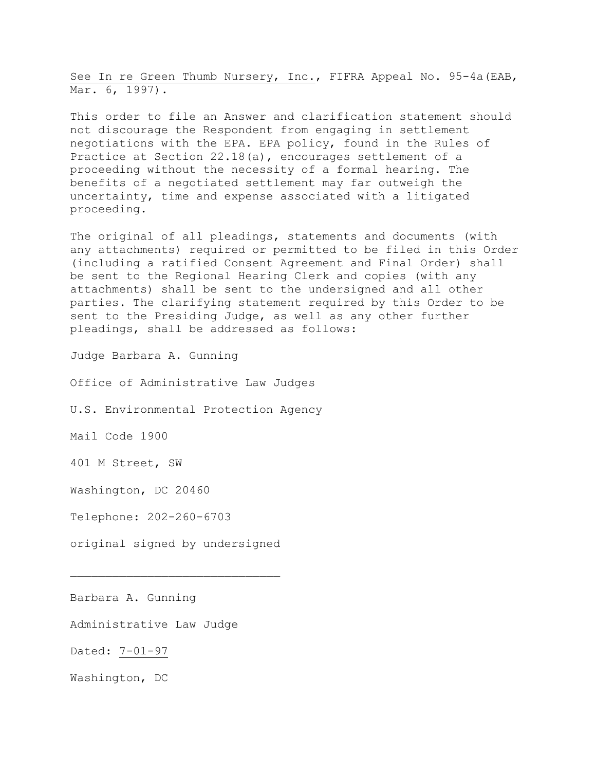See *In re Green Thumb Nursery, Inc.*, FIFRA Appeal No. 95-4a(EAB, Mar. 6, 1997).

This order to file an Answer and clarification statement should not discourage the Respondent from engaging in settlement negotiations with the EPA. EPA policy, found in the Rules of Practice at Section 22.18(a), encourages settlement of a proceeding without the necessity of a formal hearing. The benefits of a negotiated settlement may far outweigh the uncertainty, time and expense associated with a litigated proceeding.

The original of all pleadings, statements and documents (with any attachments) required or permitted to be filed in this Order (including a ratified Consent Agreement and Final Order) shall be sent to the Regional Hearing Clerk and copies (with any attachments) shall be sent to the undersigned and all other parties. The clarifying statement required by this Order to be sent to the Presiding Judge, as well as any other further pleadings, shall be addressed as follows:

Judge Barbara A. Gunning

Office of Administrative Law Judges

U.S. Environmental Protection Agency

Mail Code 1900

401 M Street, SW

Washington, DC 20460

Telephone: 202-260-6703

original signed by undersigned

______________________________

Barbara A. Gunning

Administrative Law Judge

Dated: 7-01-97

Washington, DC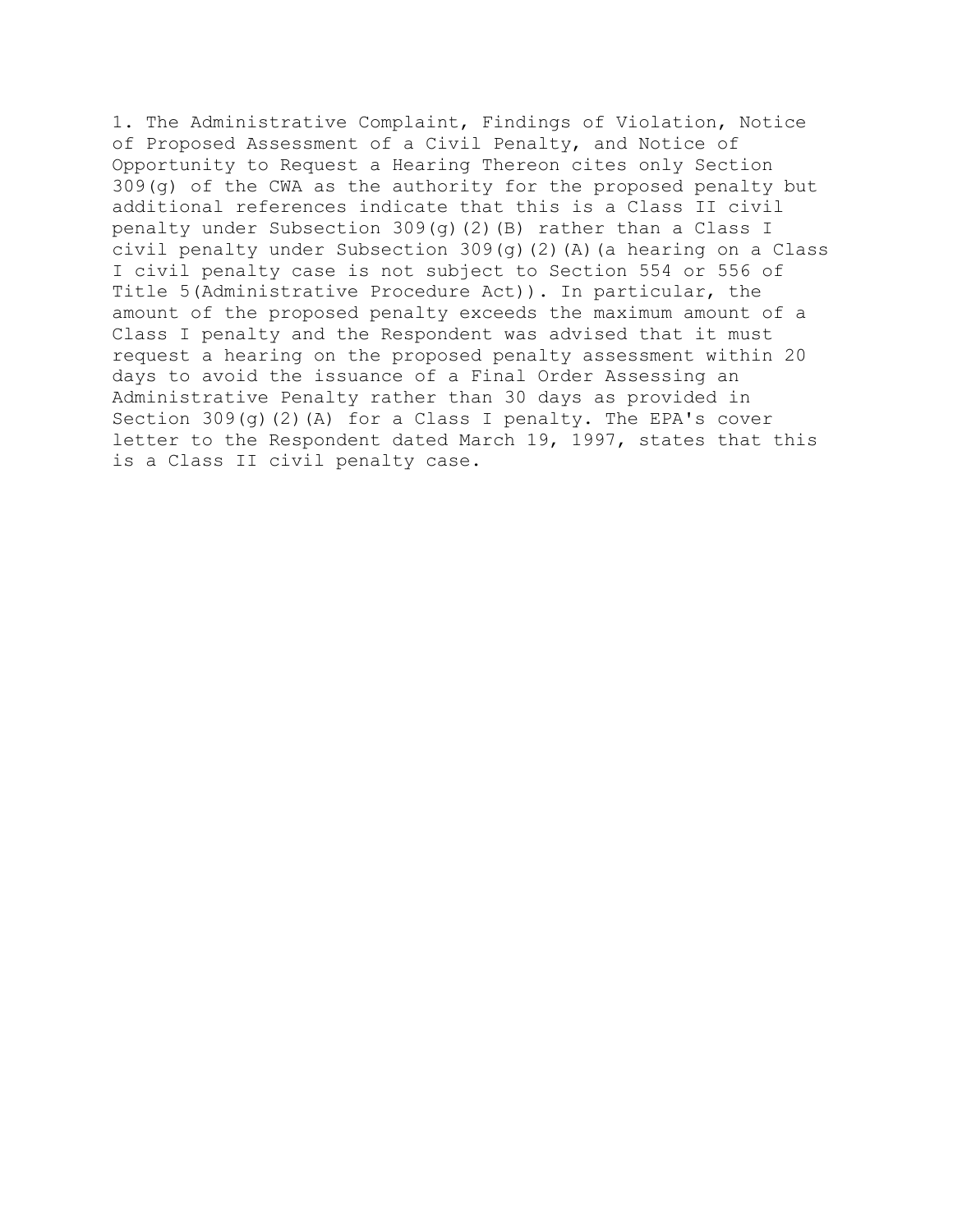1. The Administrative Complaint, Findings of Violation, Notice of Proposed Assessment of a Civil Penalty, and Notice of Opportunity to Request a Hearing Thereon cites only Section 309(g) of the CWA as the authority for the proposed penalty but additional references indicate that this is a Class II civil penalty under Subsection 309(g)(2)(B) rather than a Class I civil penalty under Subsection 309(g)(2)(A)(a hearing on a Class I civil penalty case is not subject to Section 554 or 556 of Title 5(Administrative Procedure Act)). In particular, the amount of the proposed penalty exceeds the maximum amount of a Class I penalty and the Respondent was advised that it must request a hearing on the proposed penalty assessment within 20 days to avoid the issuance of a Final Order Assessing an Administrative Penalty rather than 30 days as provided in Section 309(g)(2)(A) for a Class I penalty. The EPA's cover letter to the Respondent dated March 19, 1997, states that this is a Class II civil penalty case.